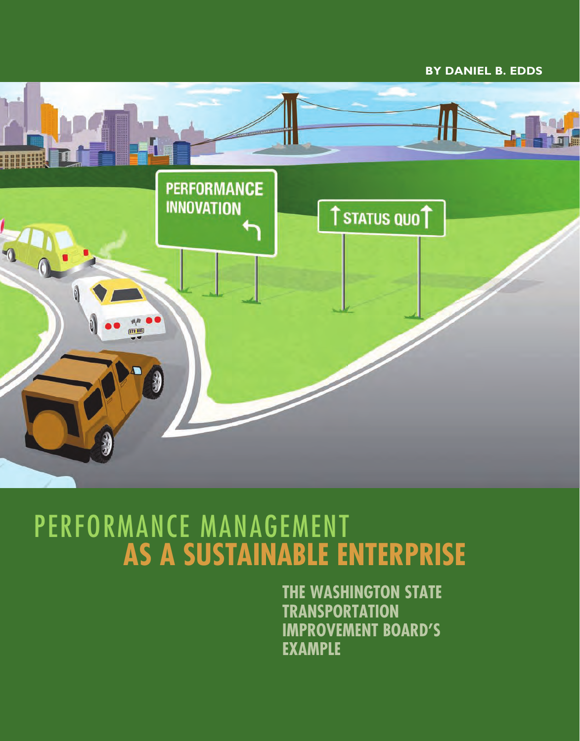BY DANIEL B. EDDS

# PERFORMANCE MANAGEMENT **AS A SUSTAINABLE ENTERPRISE**

## THE WASHINGTON STATE TRANSPORTATION IMPROVEMENT BOARD'S EXAMPLE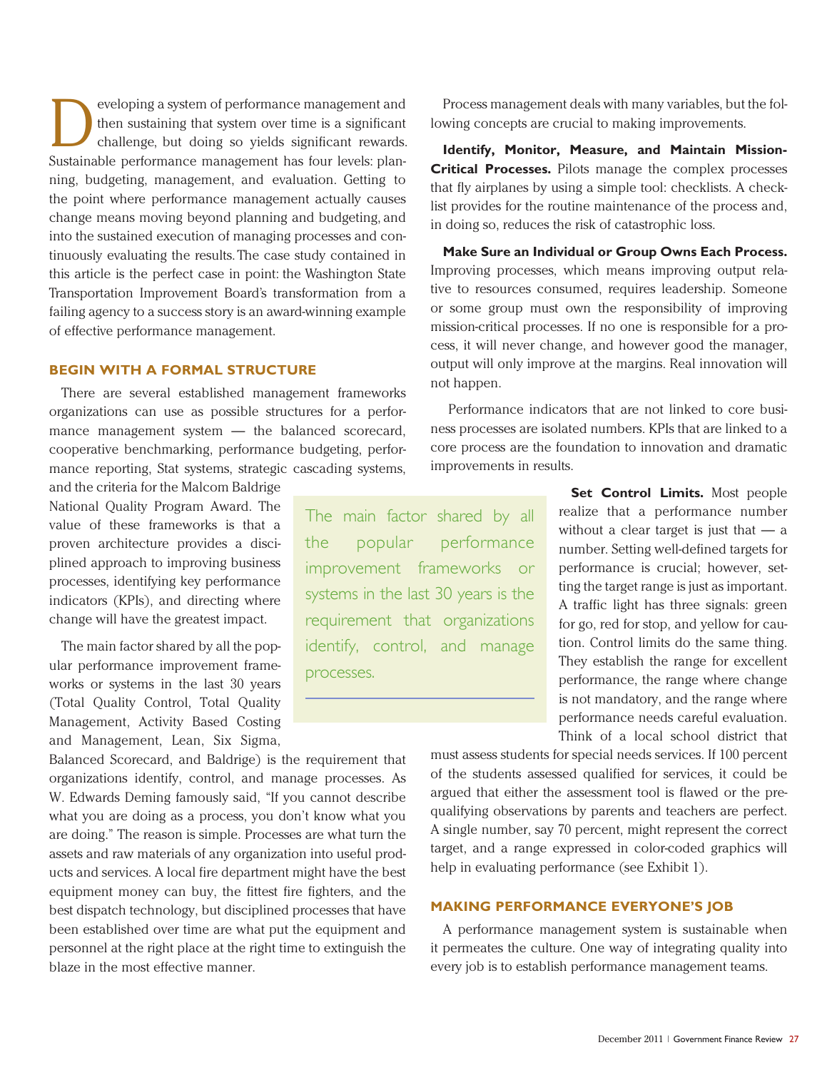Developing a system of performance management and then sustaining that system over time is a significant challenge, but doing so yields significant rewards. Sustainable performance management has four levels: planning, budgeting, management, and evaluation. Getting to the point where performance management actually causes change means moving beyond planning and budgeting, and into the sustained execution of managing processes and continuously evaluating the results. The case study contained in this article is the perfect case in point: the Washington State Transportation Improvement Board's transformation from a failing agency to a success story is an award-winning example of effective performance management.

## BEGIN WITH A FORMAL STRUCTURE

There are several established management frameworks organizations can use as possible structures for a performance management system — the balanced scorecard, cooperative benchmarking, performance budgeting, performance reporting, Stat systems, strategic cascading systems, and the criteria for the Malcom Baldrige National Quality Program Award. The value of these frameworks is that a proven architecture provides a disciplined approach to improving business processes, identifying key performance indicators (KPIs), and directing where change will have the greatest impact.

The main factor shared by all the popular performance improvement frameworks or systems in the last 30 years (Total Quality Control, Total Quality Management, Activity Based Costing and Management, Lean, Six Sigma, Balanced Scorecard, and Baldrige) is the requirement that organizations identify, control, and manage processes. As W. Edwards Deming famously said, "If you cannot describe what you are doing as a process, you don't know what you are doing." The reason is simple. Processes are what turn the assets and raw materials of any organization into useful products and services. A local fire department might have the best equipment money can buy, the fittest fire fighters, and the best dispatch technology, but disciplined processes that have been established over time are what put the equipment and personnel at the right place at the right time to extinguish the blaze in the most effective manner.

> The main factor shared by all the popular performance improvement frameworks or systems in the last 30 years is the requirement that organizations identify, control, and manage processes.

Process management deals with many variables, but the following concepts are crucial to making improvements.

**Identify, Monitor, Measure, and Maintain Mission-Critical Processes.** Pilots manage the complex processes that fly airplanes by using a simple tool: checklists. A checklist provides for the routine maintenance of the process and, in doing so, reduces the risk of catastrophic loss.

**Make Sure an Individual or Group Owns Each Process.** Improving processes, which means improving output relative to resources consumed, requires leadership. Someone or some group must own the responsibility of improving mission-critical processes. If no one is responsible for a process, it will never change, and however good the manager, output will only improve at the margins. Real innovation will not happen.

Performance indicators that are not linked to core business processes are isolated numbers. KPIs that are linked to a core process are the foundation to innovation and dramatic improvements in results.

**Set Control Limits.** Most people realize that a performance number without a clear target is just that — a number. Setting well-defined targets for performance is crucial; however, setting the target range is just as important. A traffic light has three signals: green for go, red for stop, and yellow for caution. Control limits do the same thing. They establish the range for excellent performance, the range where change is not mandatory, and the range where performance needs careful evaluation. Think of a local school district that must assess students for special needs services. If 100 percent of the students assessed qualified for services, it could be argued that either the assessment tool is flawed or the prequalifying observations by parents and teachers are perfect. A single number, say 70 percent, might represent the correct target, and a range expressed in color-coded graphics will help in evaluating performance (see Exhibit 1).

## MAKING PERFORMANCE EVERYONE'S JOB

A performance management system is sustainable when it permeates the culture. One way of integrating quality into every job is to establish performance management teams.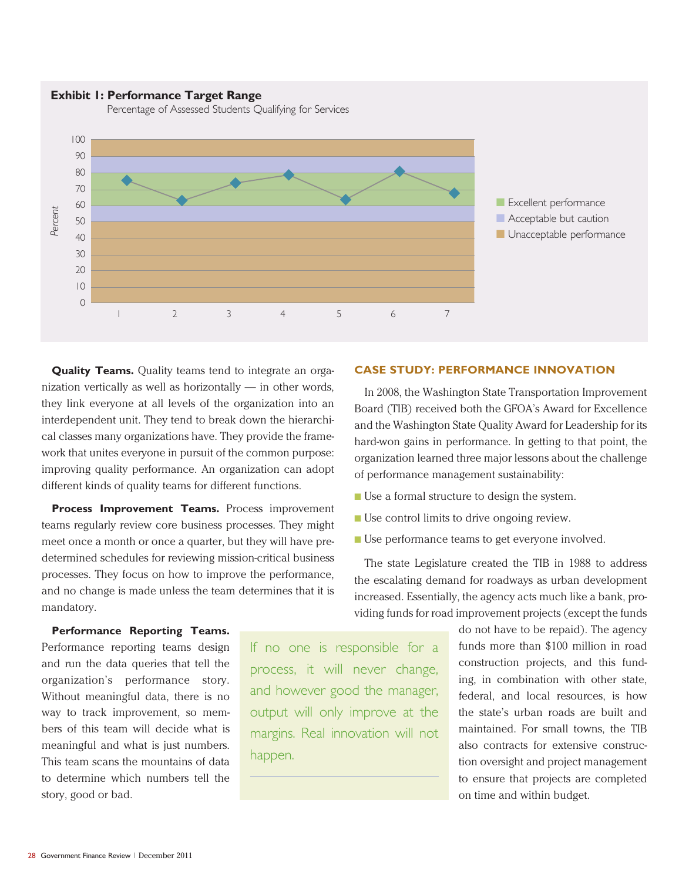**Exhibit 1: Performance Target Range**

Percentage of Assessed Students Qualifying for Services

**Quality Teams.** Quality teams tend to integrate an organization vertically as well as horizontally — in other words, they link everyone at all levels of the organization into an interdependent unit. They tend to break down the hierarchical classes many organizations have. They provide the framework that unites everyone in pursuit of the common purpose: improving quality performance. An organization can adopt different kinds of quality teams for different functions.

**Process Improvement Teams.** Process improvement teams regularly review core business processes. They might meet once a month or once a quarter, but they will have predetermined schedules for reviewing mission-critical business processes. They focus on how to improve the performance, and no change is made unless the team determines that it is mandatory.

**Performance Reporting Teams.** Performance reporting teams design and run the data queries that tell the organization's performance story. Without meaningful data, there is no way to track improvement, so members of this team will decide what is meaningful and what is just numbers. This team scans the mountains of data to determine which numbers tell the story, good or bad.

> If no one is responsible for a process, it will never change, and however good the manager, output will only improve at the margins. Real innovation will not happen.

## CASE STUDY: PERFORMANCE INNOVATION

In 2008, the Washington State Transportation Improvement Board (TIB) received both the GFOA's Award for Excellence and the Washington State Quality Award for Leadership for its hard-won gains in performance. In getting to that point, the organization learned three major lessons about the challenge of performance management sustainability:

- Use a formal structure to design the system.
- Use control limits to drive ongoing review.
- Use performance teams to get everyone involved.

The state Legislature created the TIB in 1988 to address the escalating demand for roadways as urban development increased. Essentially, the agency acts much like a bank, providing funds for road improvement projects (except the funds do not have to be repaid). The agency funds more than $100 million in road construction projects, and this funding, in combination with other state, federal, and local resources, is how the state's urban roads are built and maintained. For small towns, the TIB also contracts for extensive construction oversight and project management to ensure that projects are completed on time and within budget.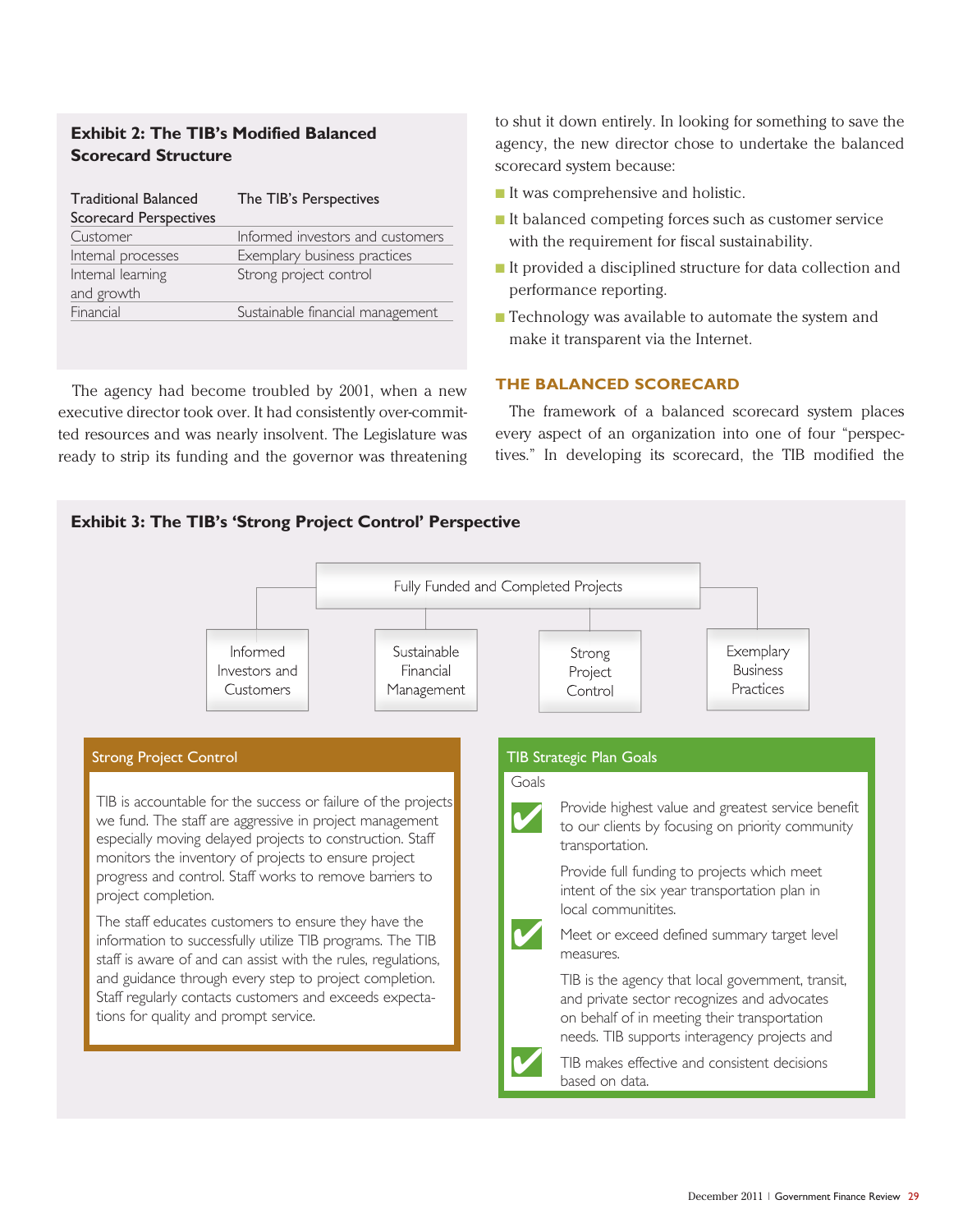**Exhibit 2: The TIB's Modified Balanced Scorecard Structure**

| Traditional Balanced Scorecard Perspectives | The TIB's Perspectives |
|---|---|
| Customer | Informed investors and customers |
| Internal processes | Exemplary business practices |
| Internal learning and growth | Strong project control |
| Financial | Sustainable financial management |

The agency had become troubled by 2001, when a new executive director took over. It had consistently over-committed resources and was nearly insolvent. The Legislature was ready to strip its funding and the governor was threatening to shut it down entirely. In looking for something to save the agency, the new director chose to undertake the balanced scorecard system because:

- It was comprehensive and holistic.
- It balanced competing forces such as customer service with the requirement for fiscal sustainability.
- It provided a disciplined structure for data collection and performance reporting.
- Technology was available to automate the system and make it transparent via the Internet.

## THE BALANCED SCORECARD

The framework of a balanced scorecard system places every aspect of an organization into one of four "perspectives." In developing its scorecard, the TIB modified the

**Exhibit 3: The TIB's 'Strong Project Control' Perspective**

Fully Funded and Completed Projects

- Informed Investors and Customers
- Sustainable Financial Management
- Strong Project Control
- Exemplary Business Practices

**Strong Project Control**

TIB is accountable for the success or failure of the projects we fund. The staff are aggressive in project management especially moving delayed projects to construction. Staff monitors the inventory of projects to ensure project progress and control. Staff works to remove barriers to project completion.

The staff educates customers to ensure they have the information to successfully utilize TIB programs. The TIB staff is aware of and can assist with the rules, regulations, and guidance through every step to project completion. Staff regularly contacts customers and exceeds expectations for quality and prompt service.

**TIB Strategic Plan Goals**

Goals

- ✔ Provide highest value and greatest service benefit to our clients by focusing on priority community transportation.
- Provide full funding to projects which meet intent of the six year transportation plan in local communitites.
- ✔ Meet or exceed defined summary target level measures.
- TIB is the agency that local government, transit, and private sector recognizes and advocates on behalf of in meeting their transportation needs. TIB supports interagency projects and
- ✔ TIB makes effective and consistent decisions based on data.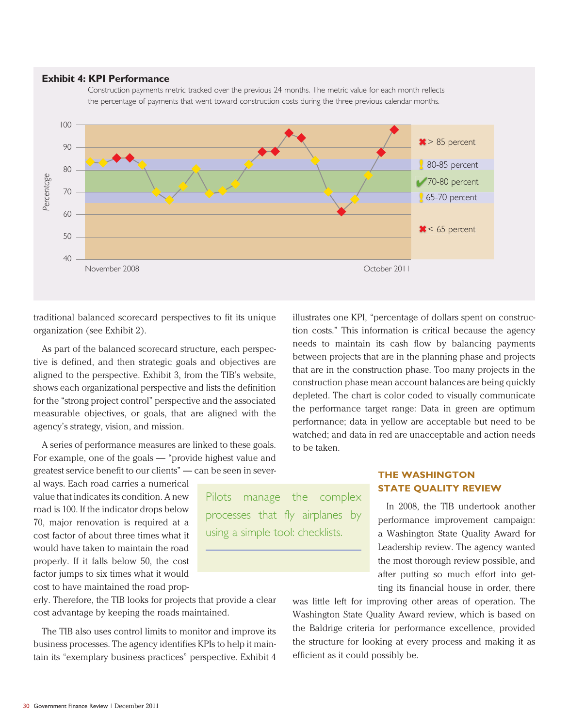**Exhibit 4: KPI Performance**

Construction payments metric tracked over the previous 24 months. The metric value for each month reflects the percentage of payments that went toward construction costs during the three previous calendar months.

traditional balanced scorecard perspectives to fit its unique organization (see Exhibit 2).

As part of the balanced scorecard structure, each perspective is defined, and then strategic goals and objectives are aligned to the perspective. Exhibit 3, from the TIB's website, shows each organizational perspective and lists the definition for the "strong project control" perspective and the associated measurable objectives, or goals, that are aligned with the agency's strategy, vision, and mission.

A series of performance measures are linked to these goals. For example, one of the goals — "provide highest value and greatest service benefit to our clients" — can be seen in several ways. Each road carries a numerical value that indicates its condition. A new road is 100. If the indicator drops below 70, major renovation is required at a cost factor of about three times what it would have taken to maintain the road properly. If it falls below 50, the cost factor jumps to six times what it would cost to have maintained the road properly. Therefore, the TIB looks for projects that provide a clear cost advantage by keeping the roads maintained.

> Pilots manage the complex processes that fly airplanes by using a simple tool: checklists.

The TIB also uses control limits to monitor and improve its business processes. The agency identifies KPIs to help it maintain its "exemplary business practices" perspective. Exhibit 4 illustrates one KPI, "percentage of dollars spent on construction costs." This information is critical because the agency needs to maintain its cash flow by balancing payments between projects that are in the planning phase and projects that are in the construction phase. Too many projects in the construction phase mean account balances are being quickly depleted. The chart is color coded to visually communicate the performance target range: Data in green are optimum performance; data in yellow are acceptable but need to be watched; and data in red are unacceptable and action needs to be taken.

## THE WASHINGTON STATE QUALITY REVIEW

In 2008, the TIB undertook another performance improvement campaign: a Washington State Quality Award for Leadership review. The agency wanted the most thorough review possible, and after putting so much effort into getting its financial house in order, there was little left for improving other areas of operation. The Washington State Quality Award review, which is based on the Baldrige criteria for performance excellence, provided the structure for looking at every process and making it as efficient as it could possibly be.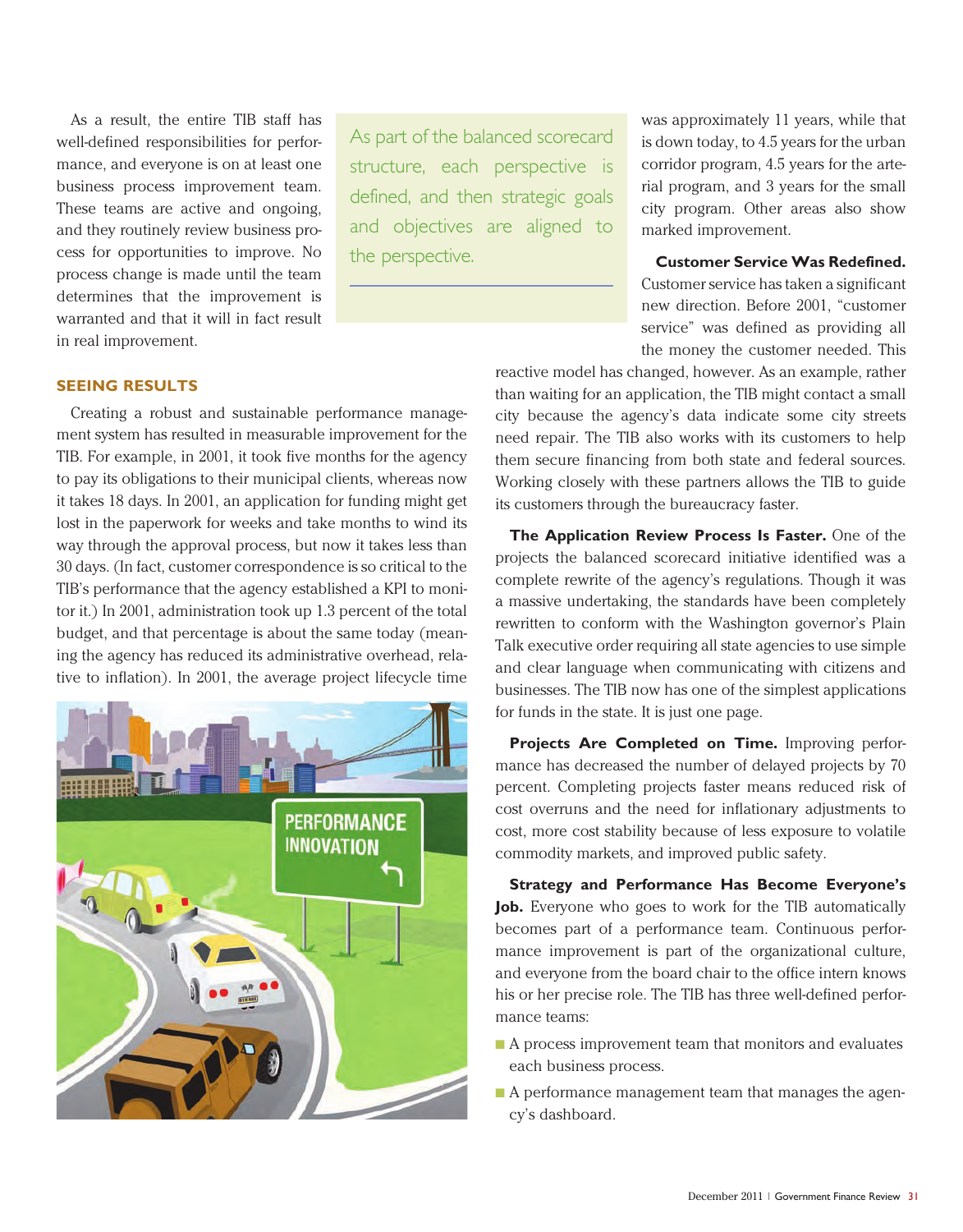As a result, the entire TIB staff has well-defined responsibilities for performance, and everyone is on at least one business process improvement team. These teams are active and ongoing, and they routinely review business process for opportunities to improve. No process change is made until the team determines that the improvement is warranted and that it will in fact result in real improvement.

> As part of the balanced scorecard structure, each perspective is defined, and then strategic goals and objectives are aligned to the perspective.

## SEEING RESULTS

Creating a robust and sustainable performance management system has resulted in measurable improvement for the TIB. For example, in 2001, it took five months for the agency to pay its obligations to their municipal clients, whereas now it takes 18 days. In 2001, an application for funding might get lost in the paperwork for weeks and take months to wind its way through the approval process, but now it takes less than 30 days. (In fact, customer correspondence is so critical to the TIB's performance that the agency established a KPI to monitor it.) In 2001, administration took up 1.3 percent of the total budget, and that percentage is about the same today (meaning the agency has reduced its administrative overhead, relative to inflation). In 2001, the average project lifecycle time was approximately 11 years, while that is down today, to 4.5 years for the urban corridor program, 4.5 years for the arterial program, and 3 years for the small city program. Other areas also show marked improvement.

**Customer Service Was Redefined.** Customer service has taken a significant new direction. Before 2001, "customer service" was defined as providing all the money the customer needed. This reactive model has changed, however. As an example, rather than waiting for an application, the TIB might contact a small city because the agency's data indicate some city streets need repair. The TIB also works with its customers to help them secure financing from both state and federal sources. Working closely with these partners allows the TIB to guide its customers through the bureaucracy faster.

**The Application Review Process Is Faster.** One of the projects the balanced scorecard initiative identified was a complete rewrite of the agency's regulations. Though it was a massive undertaking, the standards have been completely rewritten to conform with the Washington governor's Plain Talk executive order requiring all state agencies to use simple and clear language when communicating with citizens and businesses. The TIB now has one of the simplest applications for funds in the state. It is just one page.

**Projects Are Completed on Time.** Improving performance has decreased the number of delayed projects by 70 percent. Completing projects faster means reduced risk of cost overruns and the need for inflationary adjustments to cost, more cost stability because of less exposure to volatile commodity markets, and improved public safety.

**Strategy and Performance Has Become Everyone's Job.** Everyone who goes to work for the TIB automatically becomes part of a performance team. Continuous performance improvement is part of the organizational culture, and everyone from the board chair to the office intern knows his or her precise role. The TIB has three well-defined performance teams:

- A process improvement team that monitors and evaluates each business process.
- A performance management team that manages the agency's dashboard.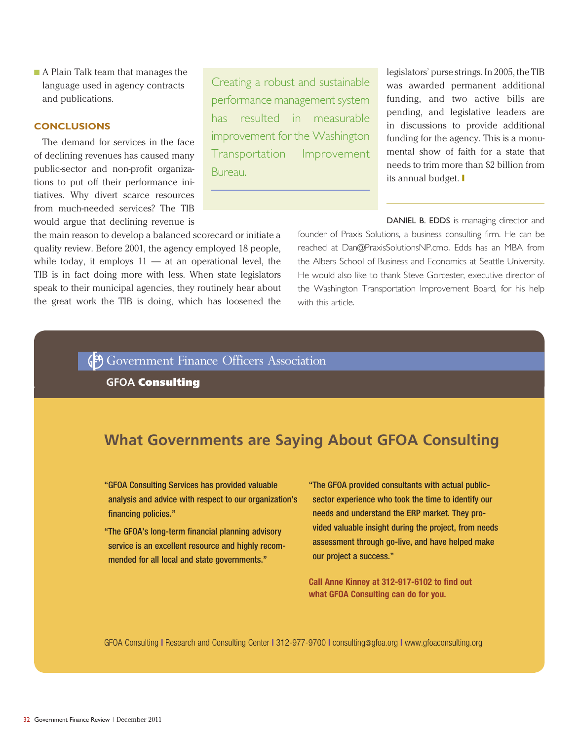- A Plain Talk team that manages the language used in agency contracts and publications.

## CONCLUSIONS

The demand for services in the face of declining revenues has caused many public-sector and non-profit organizations to put off their performance initiatives. Why divert scarce resources from much-needed services? The TIB would argue that declining revenue is the main reason to develop a balanced scorecard or initiate a quality review. Before 2001, the agency employed 18 people, while today, it employs 11 — at an operational level, the TIB is in fact doing more with less. When state legislators speak to their municipal agencies, they routinely hear about the great work the TIB is doing, which has loosened the legislators' purse strings. In 2005, the TIB was awarded permanent additional funding, and two active bills are pending, and legislative leaders are in discussions to provide additional funding for the agency. This is a monumental show of faith for a state that needs to trim more than $2 billion from its annual budget.

> Creating a robust and sustainable performance management system has resulted in measurable improvement for the Washington Transportation Improvement Bureau.

**DANIEL B. EDDS** is managing director and founder of Praxis Solutions, a business consulting firm. He can be reached at Dan@PraxisSolutionsNP.cmo. Edds has an MBA from the Albers School of Business and Economics at Seattle University. He would also like to thank Steve Gorcester, executive director of the Washington Transportation Improvement Board, for his help with this article.

Government Finance Officers Association

**GFOA Consulting**

## What Governments are Saying About GFOA Consulting

"GFOA Consulting Services has provided valuable analysis and advice with respect to our organization's financing policies."

"The GFOA's long-term financial planning advisory service is an excellent resource and highly recommended for all local and state governments."

"The GFOA provided consultants with actual public-sector experience who took the time to identify our needs and understand the ERP market. They provided valuable insight during the project, from needs assessment through go-live, and have helped make our project a success."

**Call Anne Kinney at 312-917-6102 to find out what GFOA Consulting can do for you.**

GFOA Consulting | Research and Consulting Center | 312-977-9700 | consulting@gfoa.org | www.gfoaconsulting.org